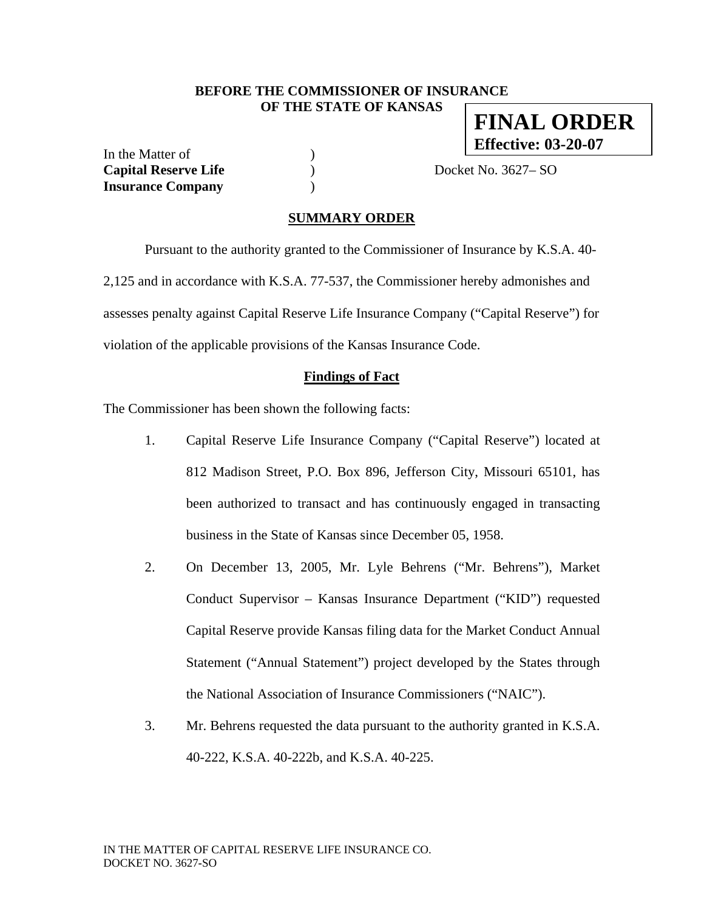**BEFORE THE COMMISSIONER OF INSURANCE**
**OF THE STATE OF KANSAS**

**FINAL ORDER**
**Effective: 03-20-07**

In the Matter of )
**Capital Reserve Life** ) Docket No. 3627– SO
**Insurance Company** )

## SUMMARY ORDER

Pursuant to the authority granted to the Commissioner of Insurance by K.S.A. 40-2,125 and in accordance with K.S.A. 77-537, the Commissioner hereby admonishes and assesses penalty against Capital Reserve Life Insurance Company ("Capital Reserve") for violation of the applicable provisions of the Kansas Insurance Code.

### Findings of Fact

The Commissioner has been shown the following facts:

1. Capital Reserve Life Insurance Company ("Capital Reserve") located at 812 Madison Street, P.O. Box 896, Jefferson City, Missouri 65101, has been authorized to transact and has continuously engaged in transacting business in the State of Kansas since December 05, 1958.

2. On December 13, 2005, Mr. Lyle Behrens ("Mr. Behrens"), Market Conduct Supervisor – Kansas Insurance Department ("KID") requested Capital Reserve provide Kansas filing data for the Market Conduct Annual Statement ("Annual Statement") project developed by the States through the National Association of Insurance Commissioners ("NAIC").

3. Mr. Behrens requested the data pursuant to the authority granted in K.S.A. 40-222, K.S.A. 40-222b, and K.S.A. 40-225.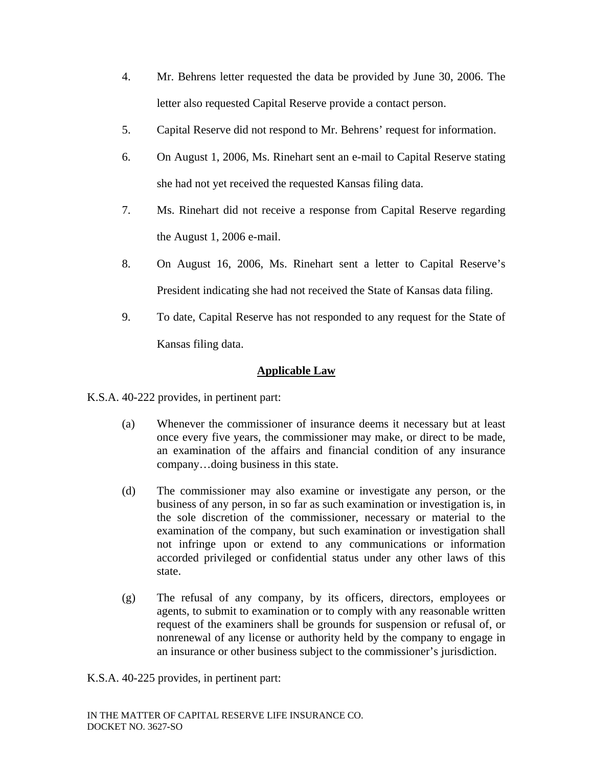4. Mr. Behrens letter requested the data be provided by June 30, 2006. The letter also requested Capital Reserve provide a contact person.

5. Capital Reserve did not respond to Mr. Behrens' request for information.

6. On August 1, 2006, Ms. Rinehart sent an e-mail to Capital Reserve stating she had not yet received the requested Kansas filing data.

7. Ms. Rinehart did not receive a response from Capital Reserve regarding the August 1, 2006 e-mail.

8. On August 16, 2006, Ms. Rinehart sent a letter to Capital Reserve's President indicating she had not received the State of Kansas data filing.

9. To date, Capital Reserve has not responded to any request for the State of Kansas filing data.

## Applicable Law

K.S.A. 40-222 provides, in pertinent part:

> (a) Whenever the commissioner of insurance deems it necessary but at least once every five years, the commissioner may make, or direct to be made, an examination of the affairs and financial condition of any insurance company…doing business in this state.
>
> (d) The commissioner may also examine or investigate any person, or the business of any person, in so far as such examination or investigation is, in the sole discretion of the commissioner, necessary or material to the examination of the company, but such examination or investigation shall not infringe upon or extend to any communications or information accorded privileged or confidential status under any other laws of this state.
>
> (g) The refusal of any company, by its officers, directors, employees or agents, to submit to examination or to comply with any reasonable written request of the examiners shall be grounds for suspension or refusal of, or nonrenewal of any license or authority held by the company to engage in an insurance or other business subject to the commissioner's jurisdiction.

K.S.A. 40-225 provides, in pertinent part: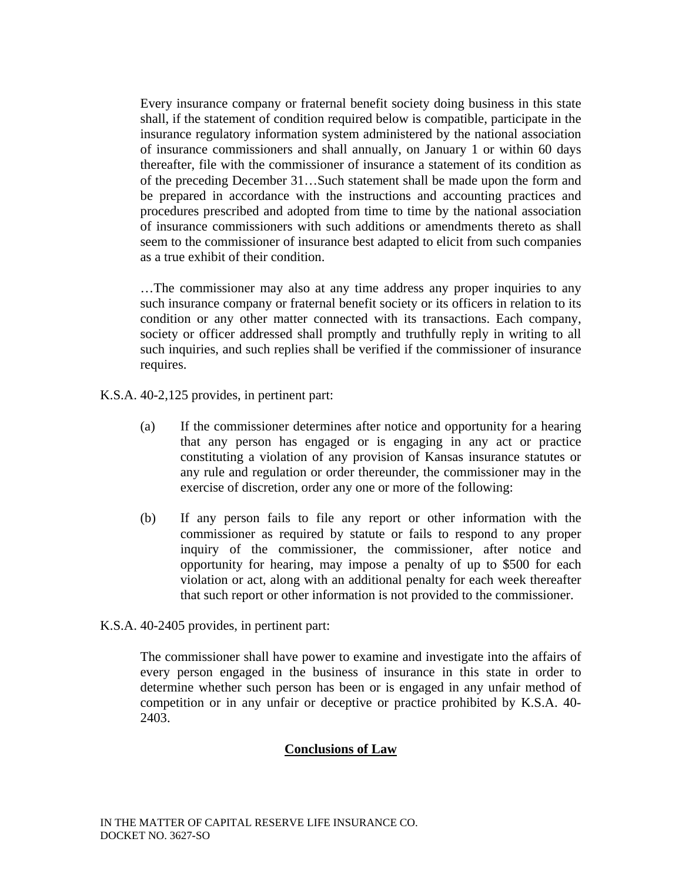> Every insurance company or fraternal benefit society doing business in this state shall, if the statement of condition required below is compatible, participate in the insurance regulatory information system administered by the national association of insurance commissioners and shall annually, on January 1 or within 60 days thereafter, file with the commissioner of insurance a statement of its condition as of the preceding December 31…Such statement shall be made upon the form and be prepared in accordance with the instructions and accounting practices and procedures prescribed and adopted from time to time by the national association of insurance commissioners with such additions or amendments thereto as shall seem to the commissioner of insurance best adapted to elicit from such companies as a true exhibit of their condition.
>
> …The commissioner may also at any time address any proper inquiries to any such insurance company or fraternal benefit society or its officers in relation to its condition or any other matter connected with its transactions. Each company, society or officer addressed shall promptly and truthfully reply in writing to all such inquiries, and such replies shall be verified if the commissioner of insurance requires.

K.S.A. 40-2,125 provides, in pertinent part:

> (a) If the commissioner determines after notice and opportunity for a hearing that any person has engaged or is engaging in any act or practice constituting a violation of any provision of Kansas insurance statutes or any rule and regulation or order thereunder, the commissioner may in the exercise of discretion, order any one or more of the following:
>
> (b) If any person fails to file any report or other information with the commissioner as required by statute or fails to respond to any proper inquiry of the commissioner, the commissioner, after notice and opportunity for hearing, may impose a penalty of up to $500 for each violation or act, along with an additional penalty for each week thereafter that such report or other information is not provided to the commissioner.

K.S.A. 40-2405 provides, in pertinent part:

> The commissioner shall have power to examine and investigate into the affairs of every person engaged in the business of insurance in this state in order to determine whether such person has been or is engaged in any unfair method of competition or in any unfair or deceptive or practice prohibited by K.S.A. 40-2403.

## Conclusions of Law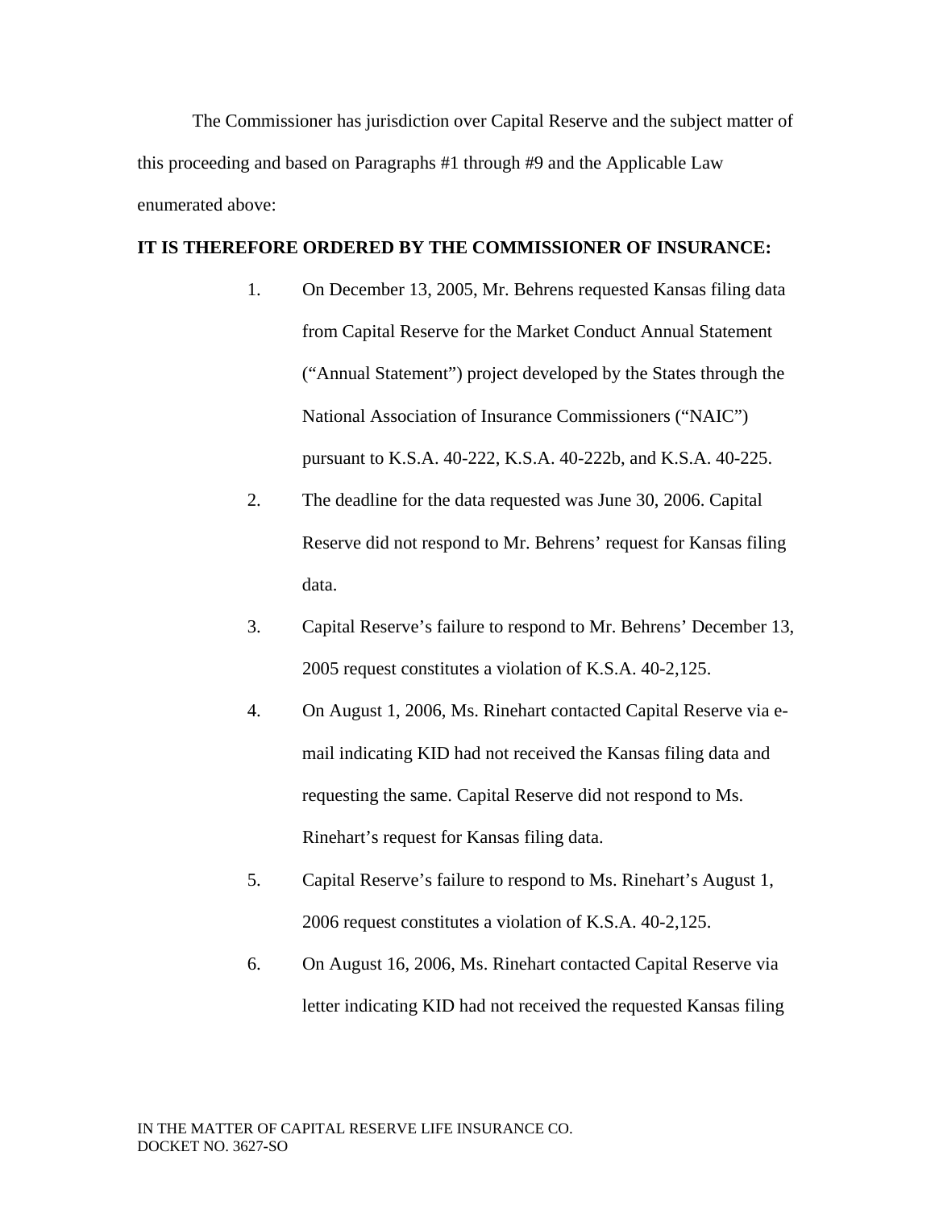The Commissioner has jurisdiction over Capital Reserve and the subject matter of this proceeding and based on Paragraphs #1 through #9 and the Applicable Law enumerated above:

**IT IS THEREFORE ORDERED BY THE COMMISSIONER OF INSURANCE:**

1. On December 13, 2005, Mr. Behrens requested Kansas filing data from Capital Reserve for the Market Conduct Annual Statement ("Annual Statement") project developed by the States through the National Association of Insurance Commissioners ("NAIC") pursuant to K.S.A. 40-222, K.S.A. 40-222b, and K.S.A. 40-225.
2. The deadline for the data requested was June 30, 2006. Capital Reserve did not respond to Mr. Behrens' request for Kansas filing data.
3. Capital Reserve's failure to respond to Mr. Behrens' December 13, 2005 request constitutes a violation of K.S.A. 40-2,125.
4. On August 1, 2006, Ms. Rinehart contacted Capital Reserve via e-mail indicating KID had not received the Kansas filing data and requesting the same. Capital Reserve did not respond to Ms. Rinehart's request for Kansas filing data.
5. Capital Reserve's failure to respond to Ms. Rinehart's August 1, 2006 request constitutes a violation of K.S.A. 40-2,125.
6. On August 16, 2006, Ms. Rinehart contacted Capital Reserve via letter indicating KID had not received the requested Kansas filing

IN THE MATTER OF CAPITAL RESERVE LIFE INSURANCE CO.
DOCKET NO. 3627-SO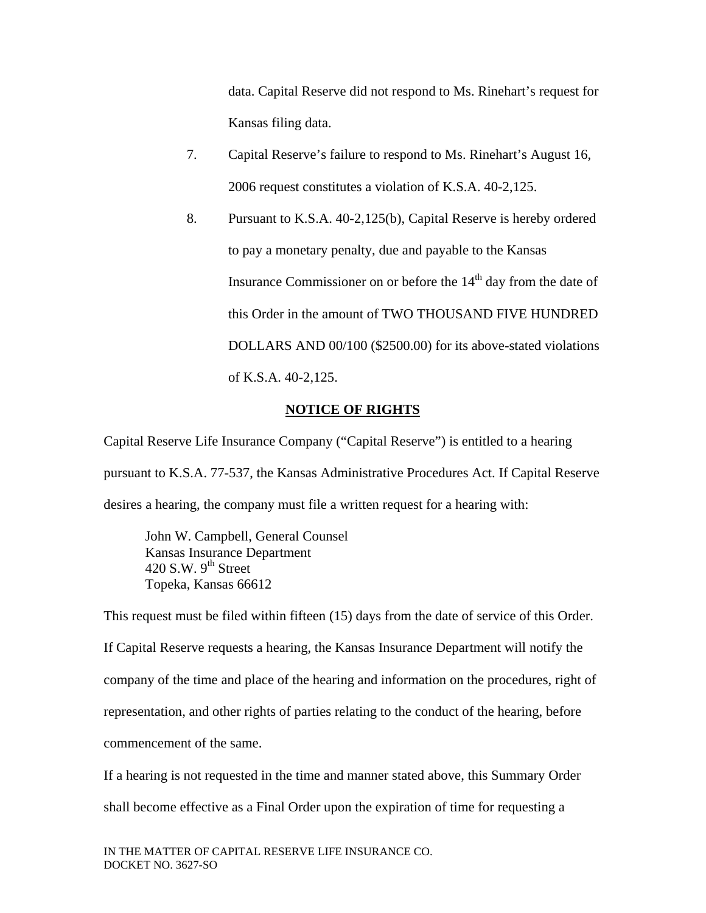data. Capital Reserve did not respond to Ms. Rinehart's request for Kansas filing data.

7. Capital Reserve's failure to respond to Ms. Rinehart's August 16, 2006 request constitutes a violation of K.S.A. 40-2,125.

8. Pursuant to K.S.A. 40-2,125(b), Capital Reserve is hereby ordered to pay a monetary penalty, due and payable to the Kansas Insurance Commissioner on or before the 14th day from the date of this Order in the amount of TWO THOUSAND FIVE HUNDRED DOLLARS AND 00/100 ($2500.00) for its above-stated violations of K.S.A. 40-2,125.

## NOTICE OF RIGHTS

Capital Reserve Life Insurance Company ("Capital Reserve") is entitled to a hearing pursuant to K.S.A. 77-537, the Kansas Administrative Procedures Act. If Capital Reserve desires a hearing, the company must file a written request for a hearing with:

John W. Campbell, General Counsel
Kansas Insurance Department
420 S.W. 9th Street
Topeka, Kansas 66612

This request must be filed within fifteen (15) days from the date of service of this Order. If Capital Reserve requests a hearing, the Kansas Insurance Department will notify the company of the time and place of the hearing and information on the procedures, right of representation, and other rights of parties relating to the conduct of the hearing, before commencement of the same.

If a hearing is not requested in the time and manner stated above, this Summary Order shall become effective as a Final Order upon the expiration of time for requesting a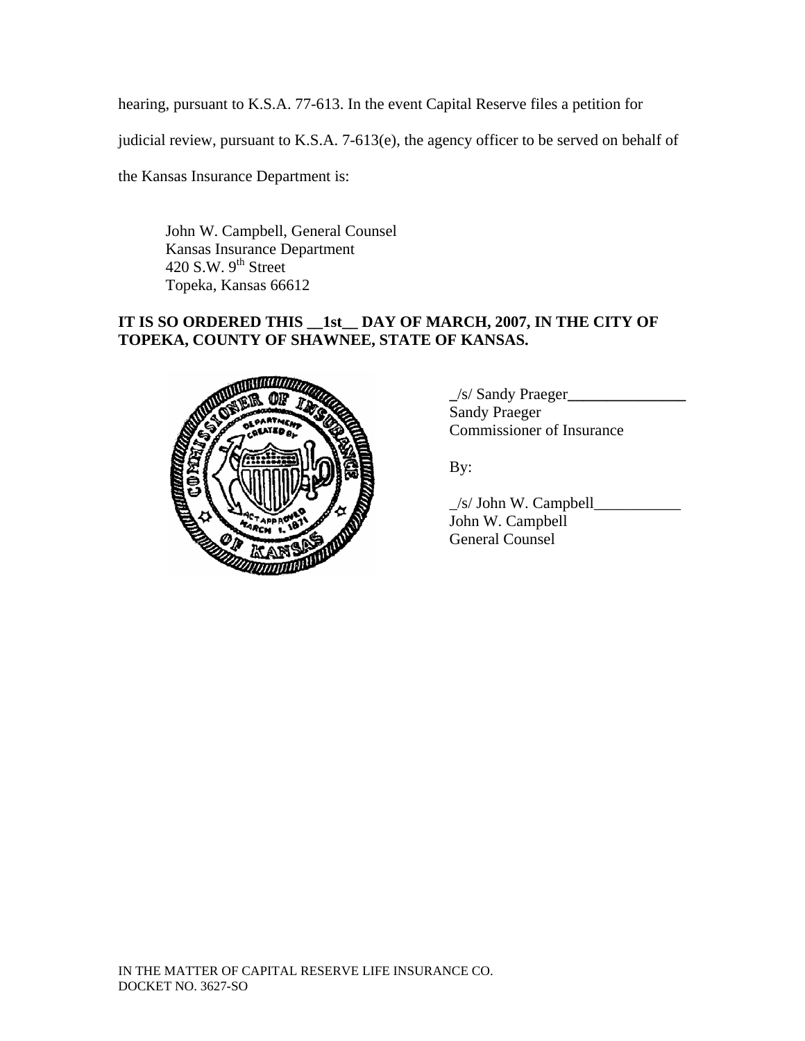hearing, pursuant to K.S.A. 77-613. In the event Capital Reserve files a petition for judicial review, pursuant to K.S.A. 7-613(e), the agency officer to be served on behalf of the Kansas Insurance Department is:

John W. Campbell, General Counsel
Kansas Insurance Department
420 S.W. 9th Street
Topeka, Kansas 66612

**IT IS SO ORDERED THIS __1st__ DAY OF MARCH, 2007, IN THE CITY OF TOPEKA, COUNTY OF SHAWNEE, STATE OF KANSAS.**

_/s/ Sandy Praeger_______________
Sandy Praeger
Commissioner of Insurance

By:

_/s/ John W. Campbell___________
John W. Campbell
General Counsel

IN THE MATTER OF CAPITAL RESERVE LIFE INSURANCE CO.
DOCKET NO. 3627-SO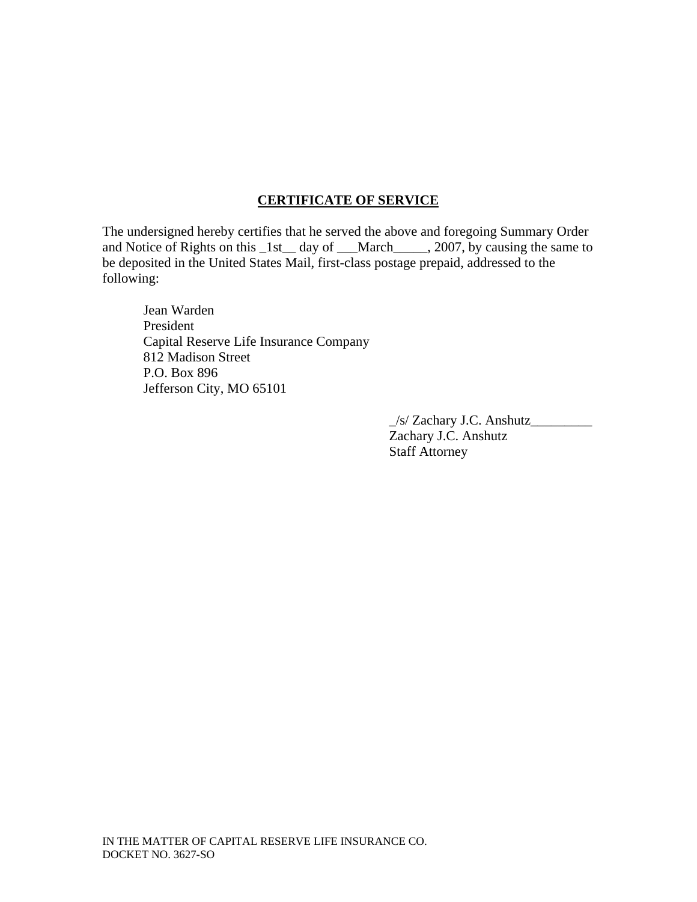## CERTIFICATE OF SERVICE

The undersigned hereby certifies that he served the above and foregoing Summary Order and Notice of Rights on this _1st__ day of ___March_____, 2007, by causing the same to be deposited in the United States Mail, first-class postage prepaid, addressed to the following:

Jean Warden
President
Capital Reserve Life Insurance Company
812 Madison Street
P.O. Box 896
Jefferson City, MO 65101

_/s/ Zachary J.C. Anshutz_________
Zachary J.C. Anshutz
Staff Attorney

IN THE MATTER OF CAPITAL RESERVE LIFE INSURANCE CO.
DOCKET NO. 3627-SO